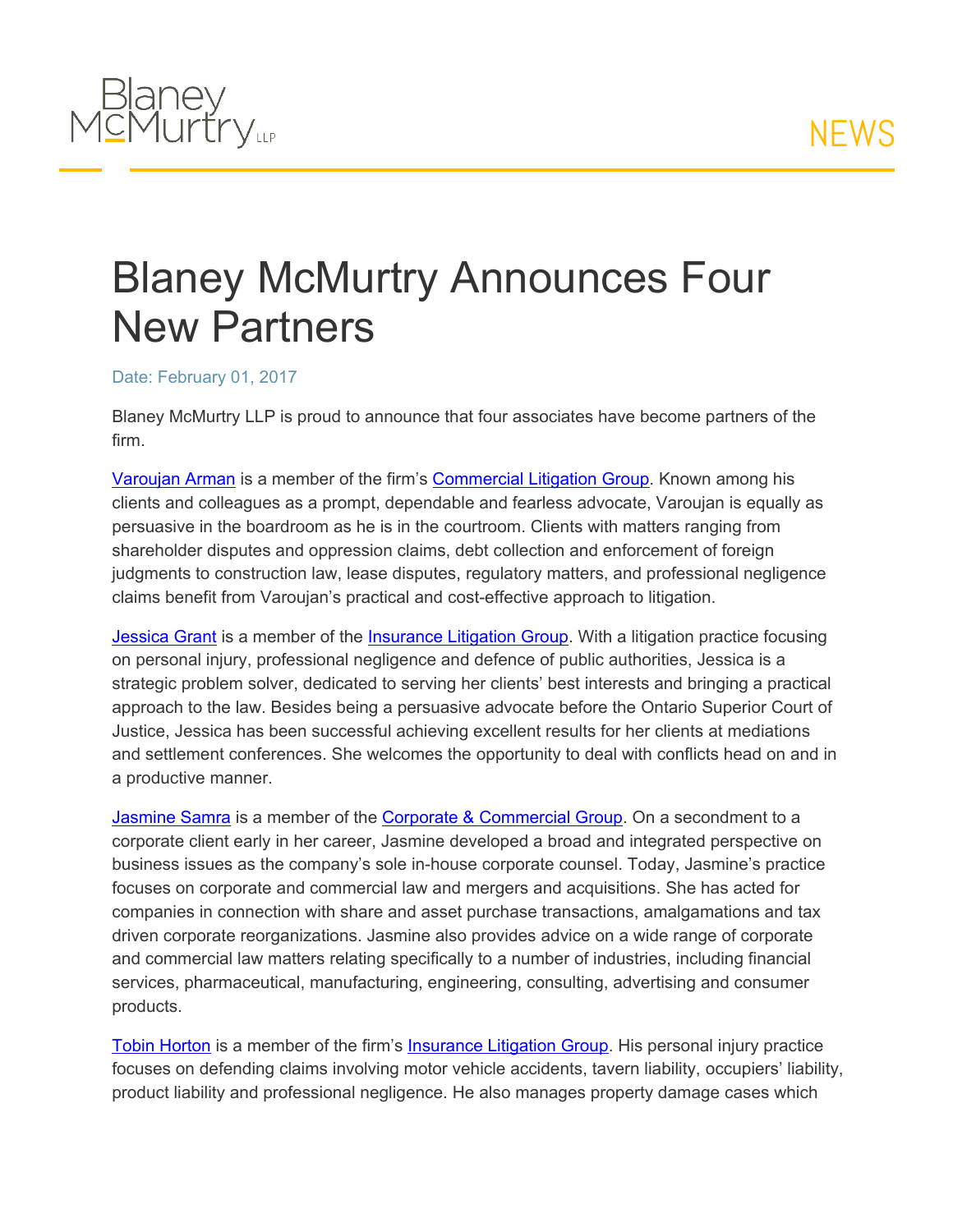Blaney McMurtry LLP

NEWS

# Blaney McMurtry Announces Four New Partners

Date: February 01, 2017

Blaney McMurtry LLP is proud to announce that four associates have become partners of the firm.

Varoujan Arman is a member of the firm's Commercial Litigation Group. Known among his clients and colleagues as a prompt, dependable and fearless advocate, Varoujan is equally as persuasive in the boardroom as he is in the courtroom. Clients with matters ranging from shareholder disputes and oppression claims, debt collection and enforcement of foreign judgments to construction law, lease disputes, regulatory matters, and professional negligence claims benefit from Varoujan's practical and cost-effective approach to litigation.

Jessica Grant is a member of the Insurance Litigation Group. With a litigation practice focusing on personal injury, professional negligence and defence of public authorities, Jessica is a strategic problem solver, dedicated to serving her clients' best interests and bringing a practical approach to the law. Besides being a persuasive advocate before the Ontario Superior Court of Justice, Jessica has been successful achieving excellent results for her clients at mediations and settlement conferences. She welcomes the opportunity to deal with conflicts head on and in a productive manner.

Jasmine Samra is a member of the Corporate & Commercial Group. On a secondment to a corporate client early in her career, Jasmine developed a broad and integrated perspective on business issues as the company's sole in-house corporate counsel. Today, Jasmine's practice focuses on corporate and commercial law and mergers and acquisitions. She has acted for companies in connection with share and asset purchase transactions, amalgamations and tax driven corporate reorganizations. Jasmine also provides advice on a wide range of corporate and commercial law matters relating specifically to a number of industries, including financial services, pharmaceutical, manufacturing, engineering, consulting, advertising and consumer products.

Tobin Horton is a member of the firm's Insurance Litigation Group. His personal injury practice focuses on defending claims involving motor vehicle accidents, tavern liability, occupiers' liability, product liability and professional negligence. He also manages property damage cases which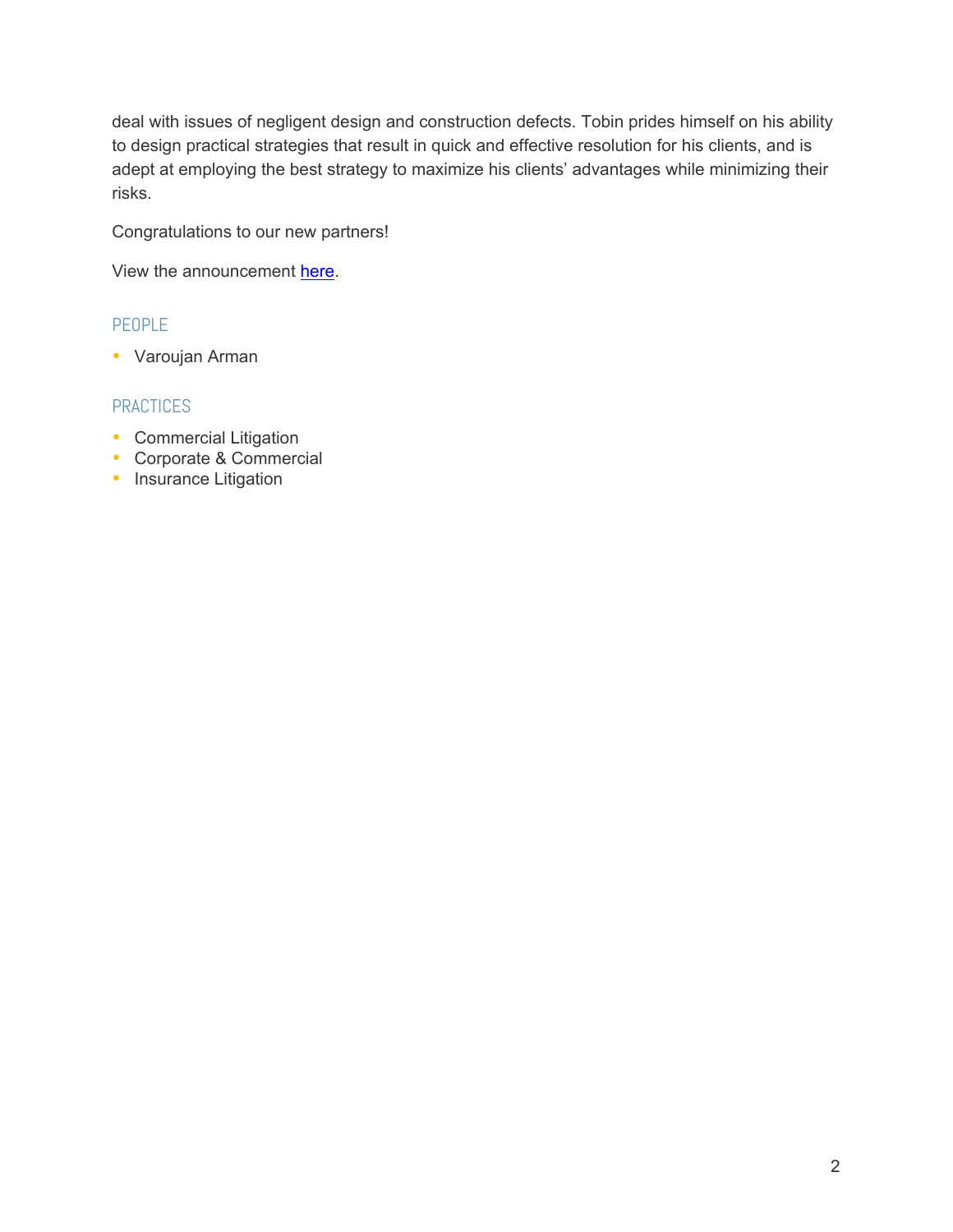deal with issues of negligent design and construction defects. Tobin prides himself on his ability to design practical strategies that result in quick and effective resolution for his clients, and is adept at employing the best strategy to maximize his clients' advantages while minimizing their risks.

Congratulations to our new partners!

View the announcement here.

## PEOPLE

- Varoujan Arman

## PRACTICES

- Commercial Litigation
- Corporate & Commercial
- Insurance Litigation